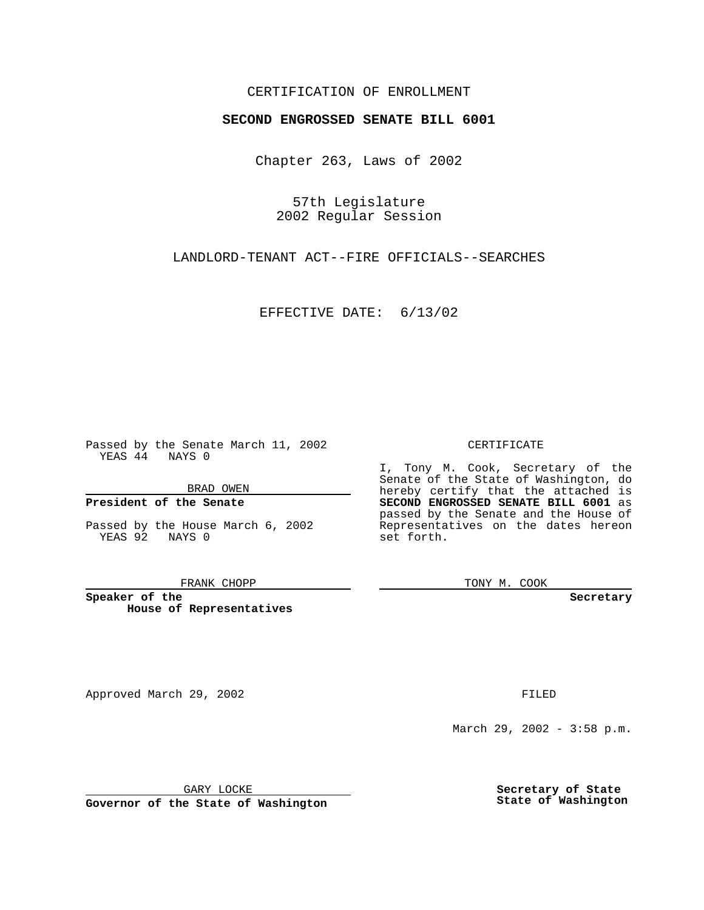CERTIFICATION OF ENROLLMENT

**SECOND ENGROSSED SENATE BILL 6001**

Chapter 263, Laws of 2002

57th Legislature
2002 Regular Session

LANDLORD-TENANT ACT--FIRE OFFICIALS--SEARCHES

EFFECTIVE DATE: 6/13/02

Passed by the Senate March 11, 2002
YEAS 44 NAYS 0

BRAD OWEN

**President of the Senate**

Passed by the House March 6, 2002
YEAS 92 NAYS 0

FRANK CHOPP

**Speaker of the House of Representatives**

CERTIFICATE

I, Tony M. Cook, Secretary of the Senate of the State of Washington, do hereby certify that the attached is **SECOND ENGROSSED SENATE BILL 6001** as passed by the Senate and the House of Representatives on the dates hereon set forth.

TONY M. COOK

**Secretary**

Approved March 29, 2002

FILED

March 29, 2002 - 3:58 p.m.

GARY LOCKE

**Governor of the State of Washington**

**Secretary of State**
**State of Washington**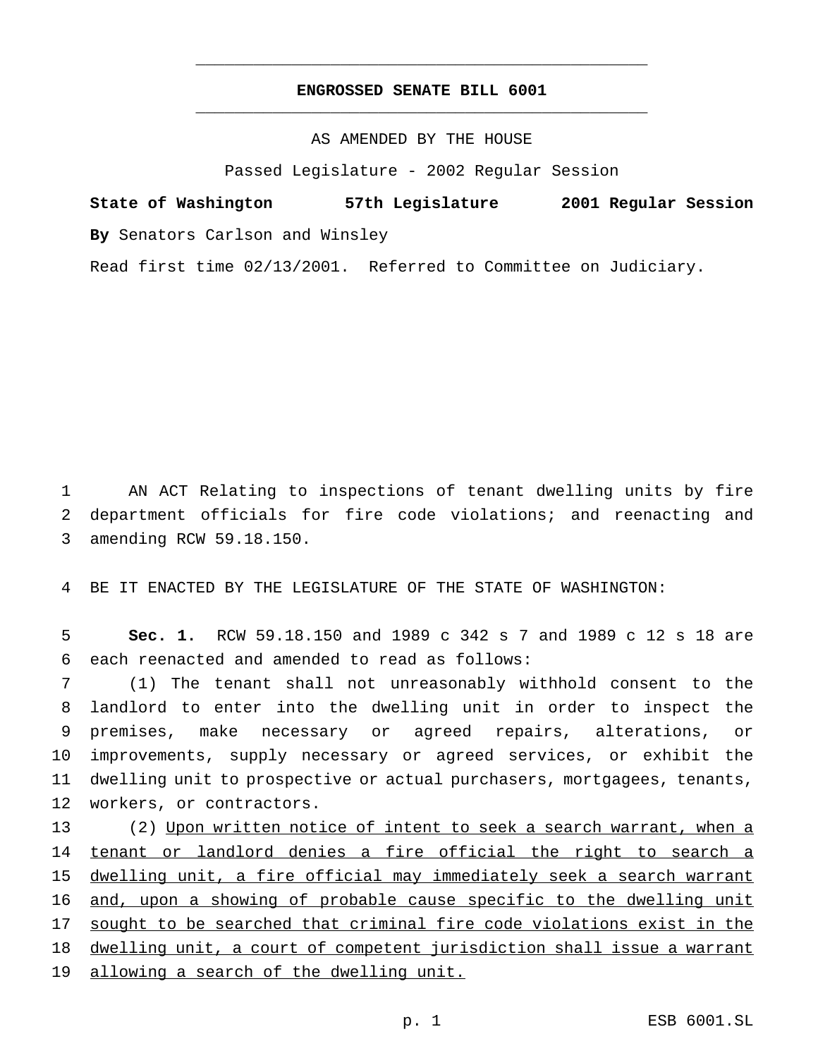**ENGROSSED SENATE BILL 6001**

AS AMENDED BY THE HOUSE

Passed Legislature - 2002 Regular Session

**State of Washington 57th Legislature 2001 Regular Session**

**By** Senators Carlson and Winsley

Read first time 02/13/2001. Referred to Committee on Judiciary.

AN ACT Relating to inspections of tenant dwelling units by fire department officials for fire code violations; and reenacting and amending RCW 59.18.150.

BE IT ENACTED BY THE LEGISLATURE OF THE STATE OF WASHINGTON:

**Sec. 1.** RCW 59.18.150 and 1989 c 342 s 7 and 1989 c 12 s 18 are each reenacted and amended to read as follows:

(1) The tenant shall not unreasonably withhold consent to the landlord to enter into the dwelling unit in order to inspect the premises, make necessary or agreed repairs, alterations, or improvements, supply necessary or agreed services, or exhibit the dwelling unit to prospective or actual purchasers, mortgagees, tenants, workers, or contractors.

(2) <u>Upon written notice of intent to seek a search warrant, when a tenant or landlord denies a fire official the right to search a dwelling unit, a fire official may immediately seek a search warrant and, upon a showing of probable cause specific to the dwelling unit sought to be searched that criminal fire code violations exist in the dwelling unit, a court of competent jurisdiction shall issue a warrant allowing a search of the dwelling unit.</u>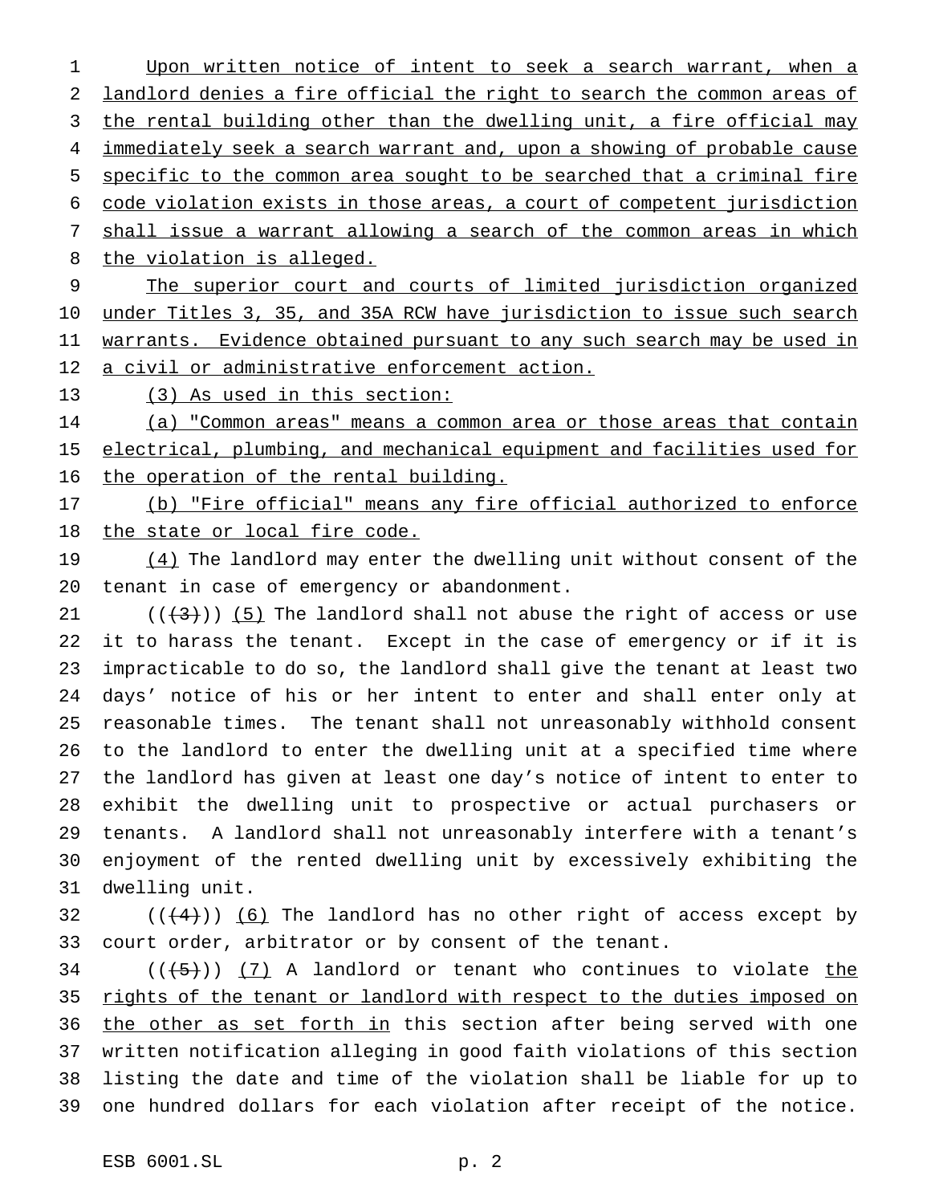Upon written notice of intent to seek a search warrant, when a landlord denies a fire official the right to search the common areas of the rental building other than the dwelling unit, a fire official may immediately seek a search warrant and, upon a showing of probable cause specific to the common area sought to be searched that a criminal fire code violation exists in those areas, a court of competent jurisdiction shall issue a warrant allowing a search of the common areas in which the violation is alleged.

The superior court and courts of limited jurisdiction organized under Titles 3, 35, and 35A RCW have jurisdiction to issue such search warrants. Evidence obtained pursuant to any such search may be used in a civil or administrative enforcement action.

(3) As used in this section:

(a) "Common areas" means a common area or those areas that contain electrical, plumbing, and mechanical equipment and facilities used for the operation of the rental building.

(b) "Fire official" means any fire official authorized to enforce the state or local fire code.

(4) The landlord may enter the dwelling unit without consent of the tenant in case of emergency or abandonment.

~~((3))~~ (5) The landlord shall not abuse the right of access or use it to harass the tenant. Except in the case of emergency or if it is impracticable to do so, the landlord shall give the tenant at least two days' notice of his or her intent to enter and shall enter only at reasonable times. The tenant shall not unreasonably withhold consent to the landlord to enter the dwelling unit at a specified time where the landlord has given at least one day's notice of intent to enter to exhibit the dwelling unit to prospective or actual purchasers or tenants. A landlord shall not unreasonably interfere with a tenant's enjoyment of the rented dwelling unit by excessively exhibiting the dwelling unit.

~~((4))~~ (6) The landlord has no other right of access except by court order, arbitrator or by consent of the tenant.

~~((5))~~ (7) A landlord or tenant who continues to violate the rights of the tenant or landlord with respect to the duties imposed on the other as set forth in this section after being served with one written notification alleging in good faith violations of this section listing the date and time of the violation shall be liable for up to one hundred dollars for each violation after receipt of the notice.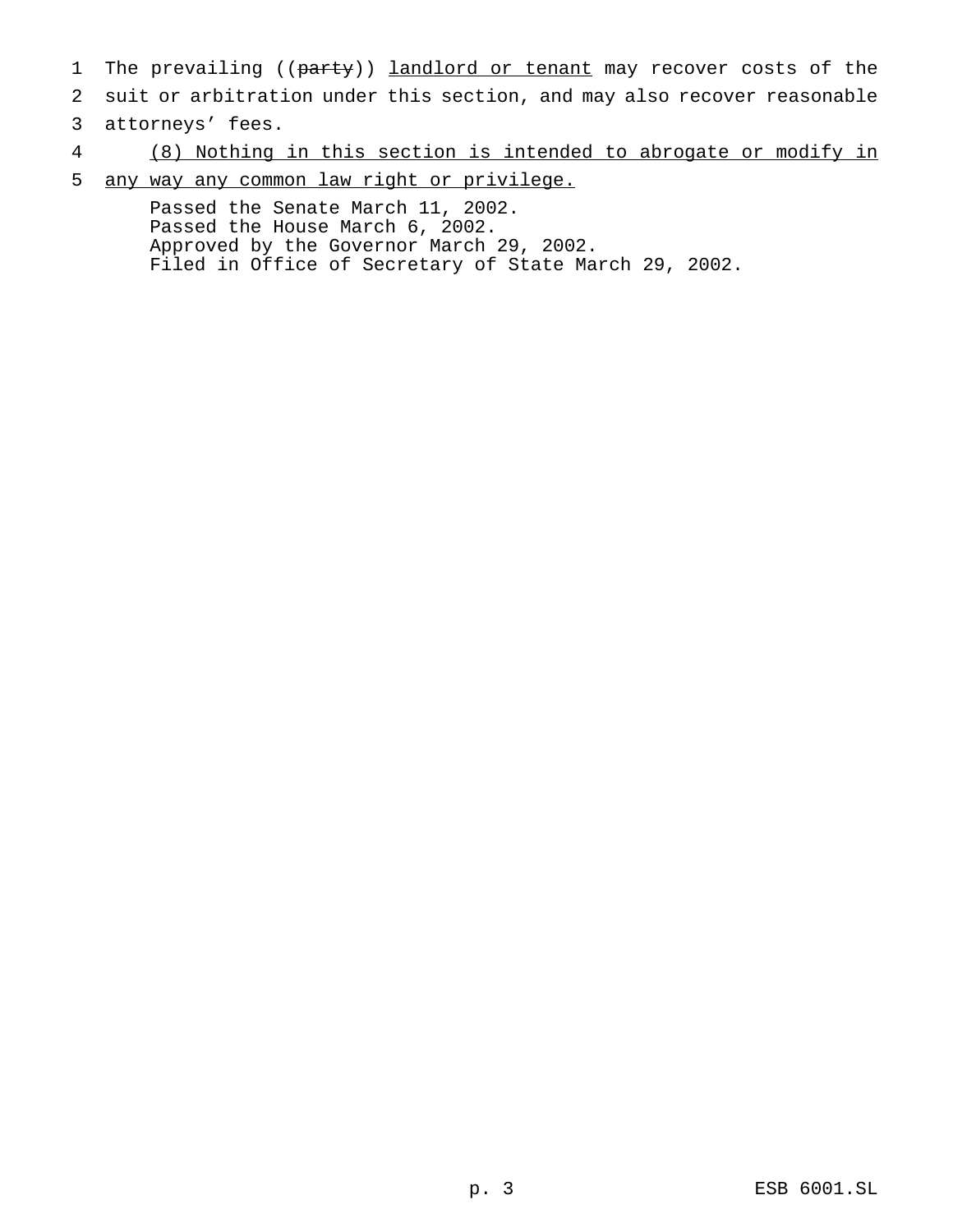The prevailing ((~~party~~)) <u>landlord or tenant</u> may recover costs of the suit or arbitration under this section, and may also recover reasonable attorneys' fees.

<u>(8) Nothing in this section is intended to abrogate or modify in any way any common law right or privilege.</u>

Passed the Senate March 11, 2002.
Passed the House March 6, 2002.
Approved by the Governor March 29, 2002.
Filed in Office of Secretary of State March 29, 2002.